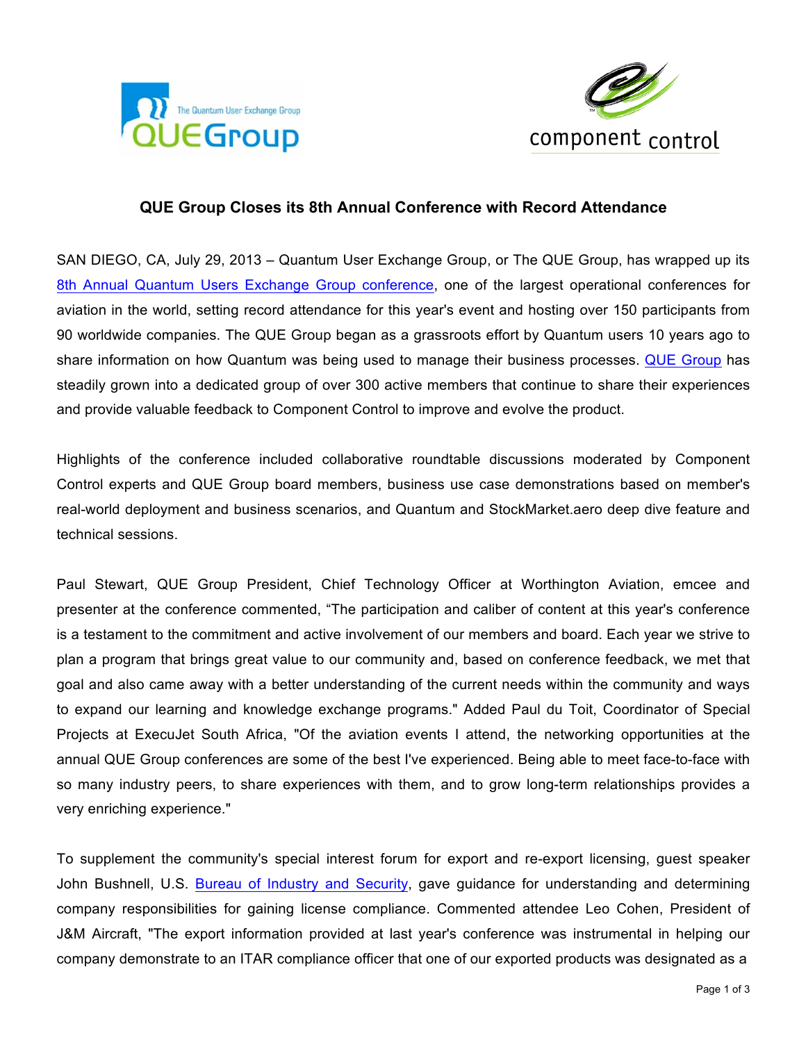# QUE Group Closes its 8th Annual Conference with Record Attendance

SAN DIEGO, CA, July 29, 2013 – Quantum User Exchange Group, or The QUE Group, has wrapped up its 8th Annual Quantum Users Exchange Group conference, one of the largest operational conferences for aviation in the world, setting record attendance for this year's event and hosting over 150 participants from 90 worldwide companies. The QUE Group began as a grassroots effort by Quantum users 10 years ago to share information on how Quantum was being used to manage their business processes. QUE Group has steadily grown into a dedicated group of over 300 active members that continue to share their experiences and provide valuable feedback to Component Control to improve and evolve the product.

Highlights of the conference included collaborative roundtable discussions moderated by Component Control experts and QUE Group board members, business use case demonstrations based on member's real-world deployment and business scenarios, and Quantum and StockMarket.aero deep dive feature and technical sessions.

Paul Stewart, QUE Group President, Chief Technology Officer at Worthington Aviation, emcee and presenter at the conference commented, "The participation and caliber of content at this year's conference is a testament to the commitment and active involvement of our members and board. Each year we strive to plan a program that brings great value to our community and, based on conference feedback, we met that goal and also came away with a better understanding of the current needs within the community and ways to expand our learning and knowledge exchange programs." Added Paul du Toit, Coordinator of Special Projects at ExecuJet South Africa, "Of the aviation events I attend, the networking opportunities at the annual QUE Group conferences are some of the best I've experienced. Being able to meet face-to-face with so many industry peers, to share experiences with them, and to grow long-term relationships provides a very enriching experience."

To supplement the community's special interest forum for export and re-export licensing, guest speaker John Bushnell, U.S. Bureau of Industry and Security, gave guidance for understanding and determining company responsibilities for gaining license compliance. Commented attendee Leo Cohen, President of J&M Aircraft, "The export information provided at last year's conference was instrumental in helping our company demonstrate to an ITAR compliance officer that one of our exported products was designated as a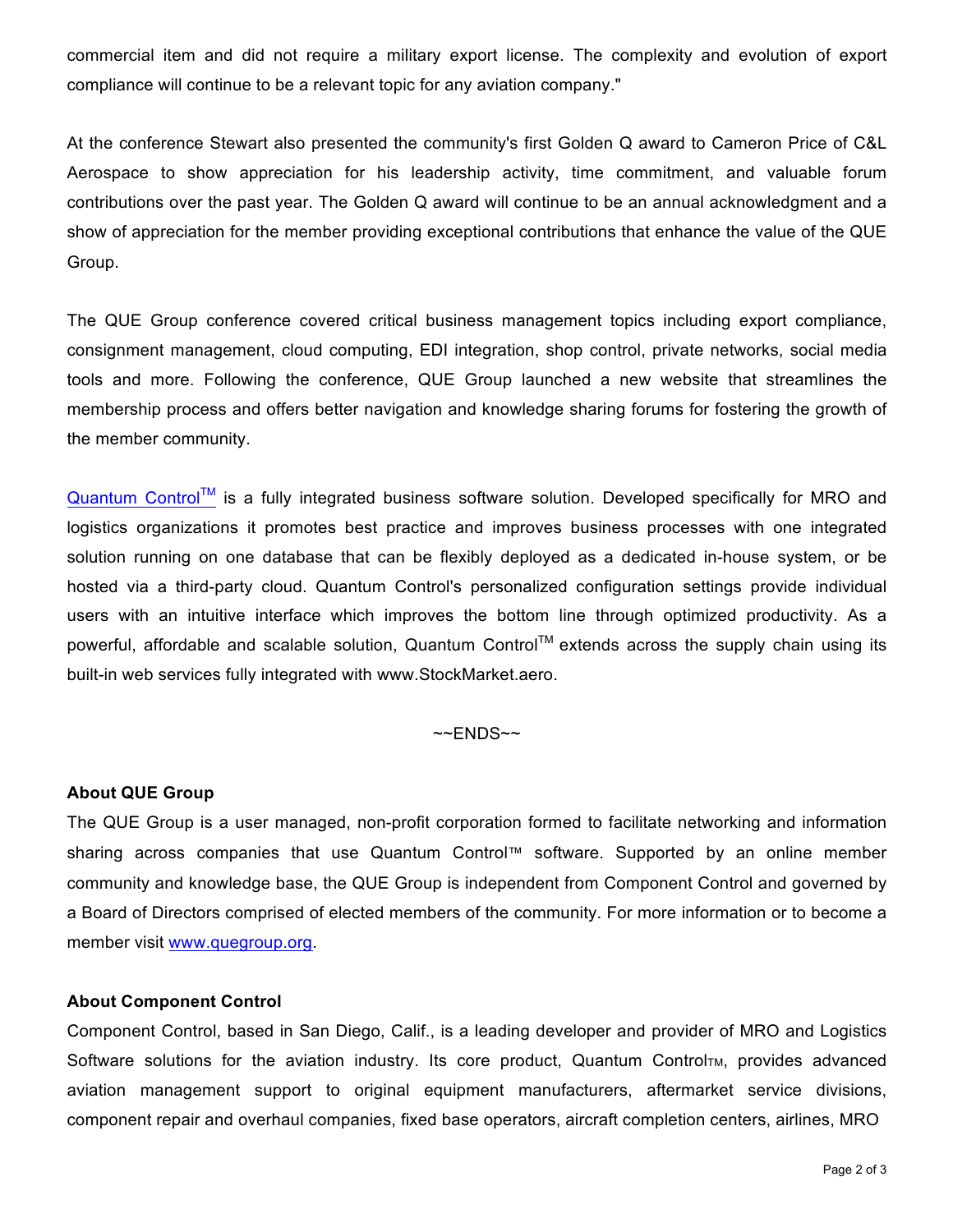commercial item and did not require a military export license. The complexity and evolution of export compliance will continue to be a relevant topic for any aviation company."

At the conference Stewart also presented the community's first Golden Q award to Cameron Price of C&L Aerospace to show appreciation for his leadership activity, time commitment, and valuable forum contributions over the past year. The Golden Q award will continue to be an annual acknowledgment and a show of appreciation for the member providing exceptional contributions that enhance the value of the QUE Group.

The QUE Group conference covered critical business management topics including export compliance, consignment management, cloud computing, EDI integration, shop control, private networks, social media tools and more. Following the conference, QUE Group launched a new website that streamlines the membership process and offers better navigation and knowledge sharing forums for fostering the growth of the member community.

Quantum Control™ is a fully integrated business software solution. Developed specifically for MRO and logistics organizations it promotes best practice and improves business processes with one integrated solution running on one database that can be flexibly deployed as a dedicated in-house system, or be hosted via a third-party cloud. Quantum Control's personalized configuration settings provide individual users with an intuitive interface which improves the bottom line through optimized productivity. As a powerful, affordable and scalable solution, Quantum Control™ extends across the supply chain using its built-in web services fully integrated with www.StockMarket.aero.

~~ENDS~~

**About QUE Group**

The QUE Group is a user managed, non-profit corporation formed to facilitate networking and information sharing across companies that use Quantum Control™ software. Supported by an online member community and knowledge base, the QUE Group is independent from Component Control and governed by a Board of Directors comprised of elected members of the community. For more information or to become a member visit www.quegroup.org.

**About Component Control**

Component Control, based in San Diego, Calif., is a leading developer and provider of MRO and Logistics Software solutions for the aviation industry. Its core product, Quantum Control™, provides advanced aviation management support to original equipment manufacturers, aftermarket service divisions, component repair and overhaul companies, fixed base operators, aircraft completion centers, airlines, MRO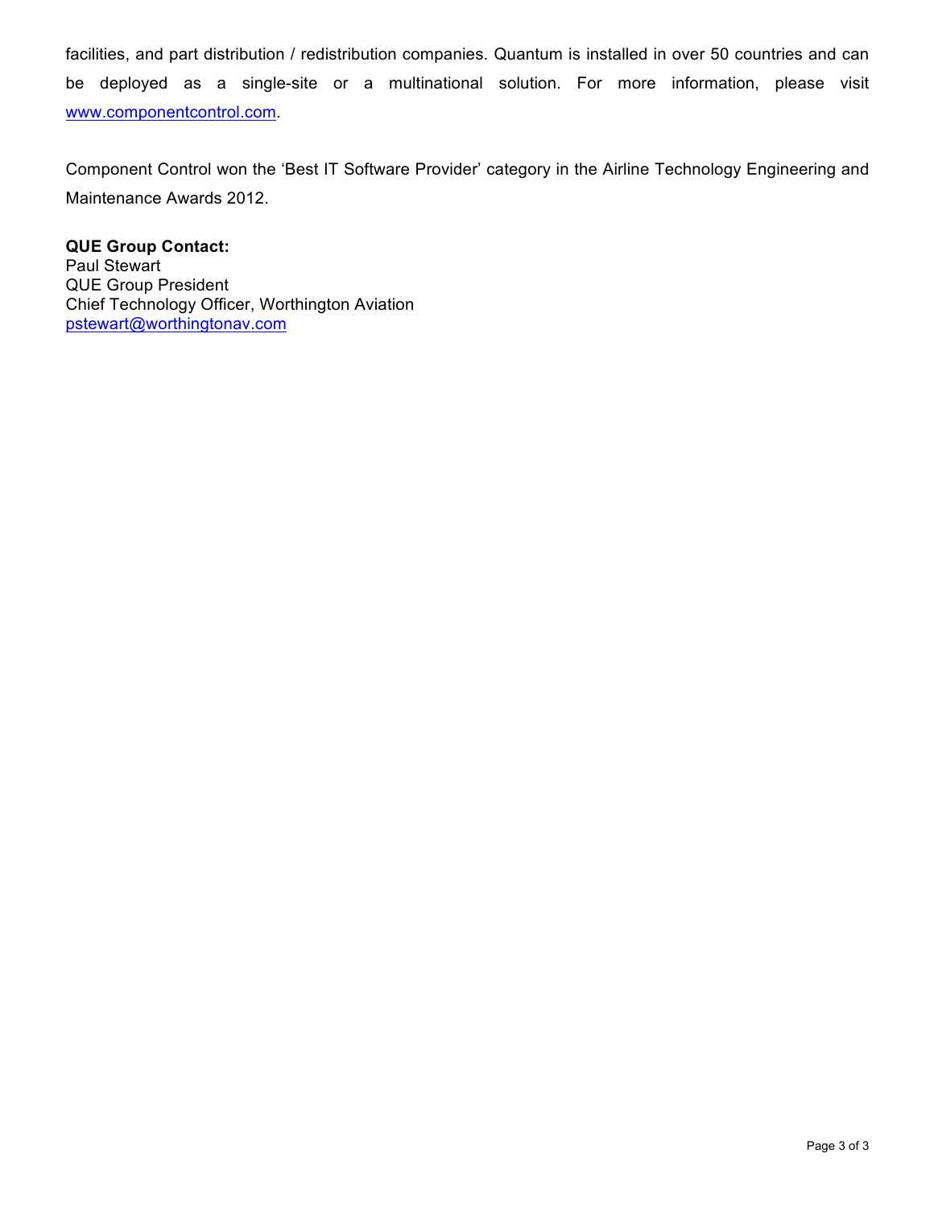facilities, and part distribution / redistribution companies. Quantum is installed in over 50 countries and can be deployed as a single-site or a multinational solution. For more information, please visit [www.componentcontrol.com](http://www.componentcontrol.com).

Component Control won the 'Best IT Software Provider' category in the Airline Technology Engineering and Maintenance Awards 2012.

**QUE Group Contact:**
Paul Stewart
QUE Group President
Chief Technology Officer, Worthington Aviation
[pstewart@worthingtonav.com](mailto:pstewart@worthingtonav.com)